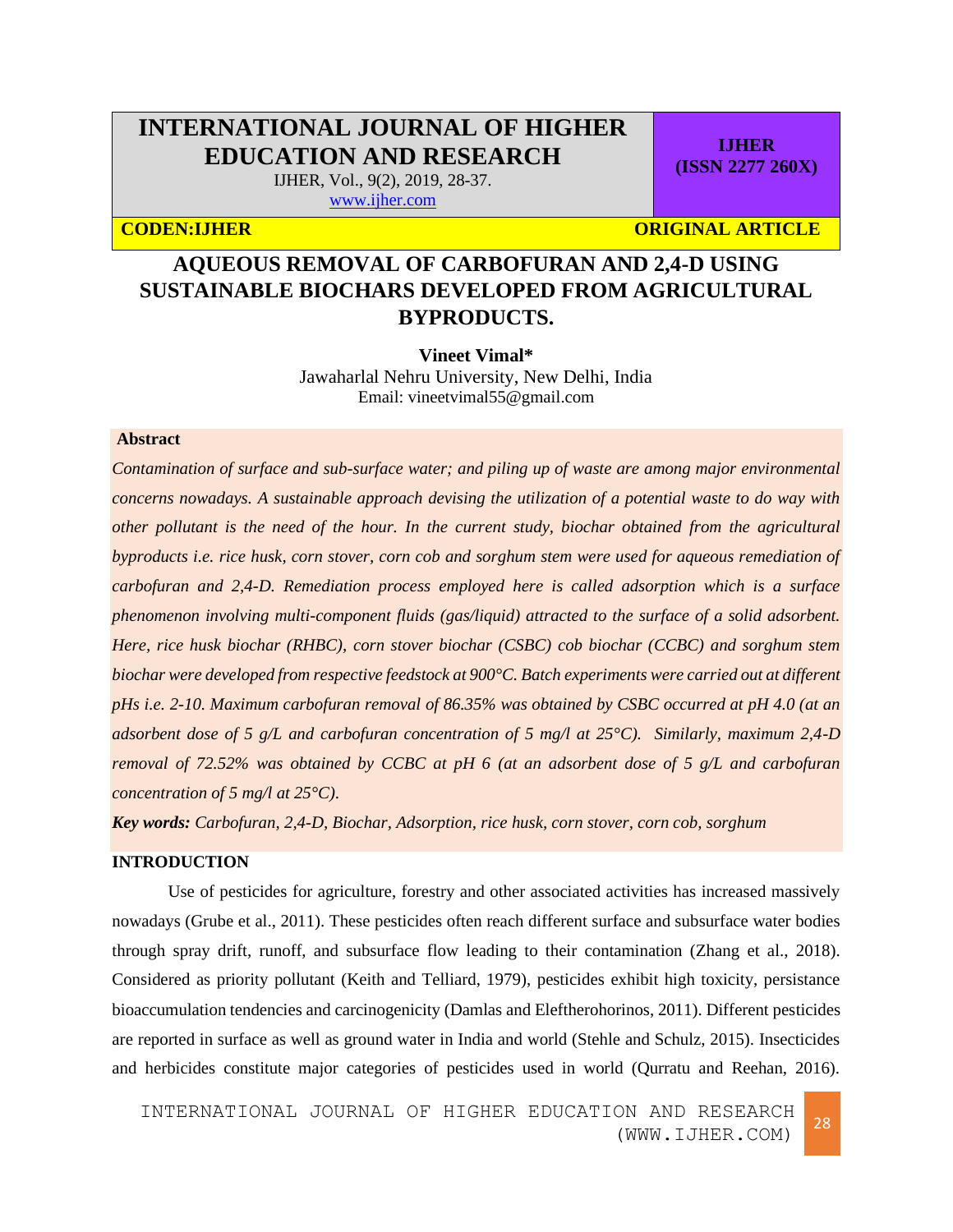# INTERNATIONAL JOURNAL OF HIGHER EDUCATION AND RESEARCH

IJHER, Vol., 9(2), 2019, 28-37.
www.ijher.com

**IJHER (ISSN 2277 260X)**

**CODEN:IJHER** **ORIGINAL ARTICLE**

## AQUEOUS REMOVAL OF CARBOFURAN AND 2,4-D USING SUSTAINABLE BIOCHARS DEVELOPED FROM AGRICULTURAL BYPRODUCTS.

**Vineet Vimal***
Jawaharlal Nehru University, New Delhi, India
Email: vineetvimal55@gmail.com

### Abstract

*Contamination of surface and sub-surface water; and piling up of waste are among major environmental concerns nowadays. A sustainable approach devising the utilization of a potential waste to do way with other pollutant is the need of the hour. In the current study, biochar obtained from the agricultural byproducts i.e. rice husk, corn stover, corn cob and sorghum stem were used for aqueous remediation of carbofuran and 2,4-D. Remediation process employed here is called adsorption which is a surface phenomenon involving multi-component fluids (gas/liquid) attracted to the surface of a solid adsorbent. Here, rice husk biochar (RHBC), corn stover biochar (CSBC) cob biochar (CCBC) and sorghum stem biochar were developed from respective feedstock at 900°C. Batch experiments were carried out at different pHs i.e. 2-10. Maximum carbofuran removal of 86.35% was obtained by CSBC occurred at pH 4.0 (at an adsorbent dose of 5 g/L and carbofuran concentration of 5 mg/l at 25°C). Similarly, maximum 2,4-D removal of 72.52% was obtained by CCBC at pH 6 (at an adsorbent dose of 5 g/L and carbofuran concentration of 5 mg/l at 25°C).*

***Key words:*** *Carbofuran, 2,4-D, Biochar, Adsorption, rice husk, corn stover, corn cob, sorghum*

### INTRODUCTION

Use of pesticides for agriculture, forestry and other associated activities has increased massively nowadays (Grube et al., 2011). These pesticides often reach different surface and subsurface water bodies through spray drift, runoff, and subsurface flow leading to their contamination (Zhang et al., 2018). Considered as priority pollutant (Keith and Telliard, 1979), pesticides exhibit high toxicity, persistance bioaccumulation tendencies and carcinogenicity (Damlas and Eleftherohorinos, 2011). Different pesticides are reported in surface as well as ground water in India and world (Stehle and Schulz, 2015). Insecticides and herbicides constitute major categories of pesticides used in world (Qurratu and Reehan, 2016).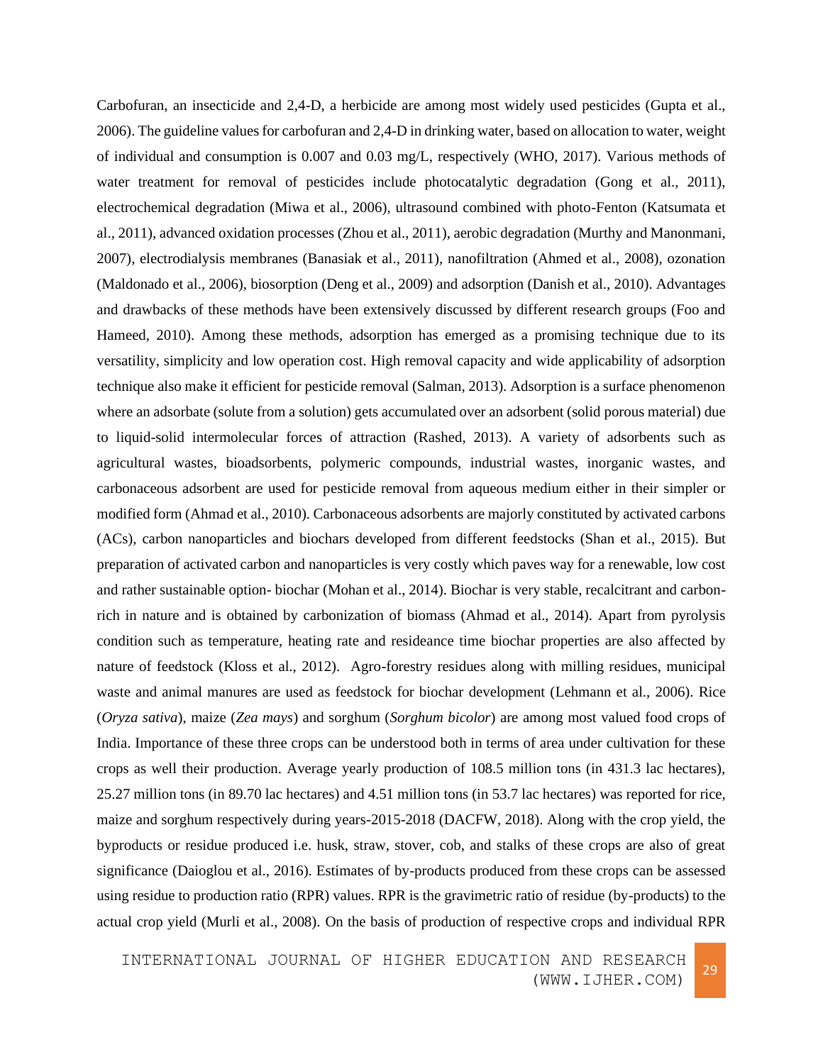Carbofuran, an insecticide and 2,4-D, a herbicide are among most widely used pesticides (Gupta et al., 2006). The guideline values for carbofuran and 2,4-D in drinking water, based on allocation to water, weight of individual and consumption is 0.007 and 0.03 mg/L, respectively (WHO, 2017). Various methods of water treatment for removal of pesticides include photocatalytic degradation (Gong et al., 2011), electrochemical degradation (Miwa et al., 2006), ultrasound combined with photo-Fenton (Katsumata et al., 2011), advanced oxidation processes (Zhou et al., 2011), aerobic degradation (Murthy and Manonmani, 2007), electrodialysis membranes (Banasiak et al., 2011), nanofiltration (Ahmed et al., 2008), ozonation (Maldonado et al., 2006), biosorption (Deng et al., 2009) and adsorption (Danish et al., 2010). Advantages and drawbacks of these methods have been extensively discussed by different research groups (Foo and Hameed, 2010). Among these methods, adsorption has emerged as a promising technique due to its versatility, simplicity and low operation cost. High removal capacity and wide applicability of adsorption technique also make it efficient for pesticide removal (Salman, 2013). Adsorption is a surface phenomenon where an adsorbate (solute from a solution) gets accumulated over an adsorbent (solid porous material) due to liquid-solid intermolecular forces of attraction (Rashed, 2013). A variety of adsorbents such as agricultural wastes, bioadsorbents, polymeric compounds, industrial wastes, inorganic wastes, and carbonaceous adsorbent are used for pesticide removal from aqueous medium either in their simpler or modified form (Ahmad et al., 2010). Carbonaceous adsorbents are majorly constituted by activated carbons (ACs), carbon nanoparticles and biochars developed from different feedstocks (Shan et al., 2015). But preparation of activated carbon and nanoparticles is very costly which paves way for a renewable, low cost and rather sustainable option- biochar (Mohan et al., 2014). Biochar is very stable, recalcitrant and carbon-rich in nature and is obtained by carbonization of biomass (Ahmad et al., 2014). Apart from pyrolysis condition such as temperature, heating rate and resideance time biochar properties are also affected by nature of feedstock (Kloss et al., 2012). Agro-forestry residues along with milling residues, municipal waste and animal manures are used as feedstock for biochar development (Lehmann et al., 2006). Rice (*Oryza sativa*), maize (*Zea mays*) and sorghum (*Sorghum bicolor*) are among most valued food crops of India. Importance of these three crops can be understood both in terms of area under cultivation for these crops as well their production. Average yearly production of 108.5 million tons (in 431.3 lac hectares), 25.27 million tons (in 89.70 lac hectares) and 4.51 million tons (in 53.7 lac hectares) was reported for rice, maize and sorghum respectively during years-2015-2018 (DACFW, 2018). Along with the crop yield, the byproducts or residue produced i.e. husk, straw, stover, cob, and stalks of these crops are also of great significance (Daioglou et al., 2016). Estimates of by-products produced from these crops can be assessed using residue to production ratio (RPR) values. RPR is the gravimetric ratio of residue (by-products) to the actual crop yield (Murli et al., 2008). On the basis of production of respective crops and individual RPR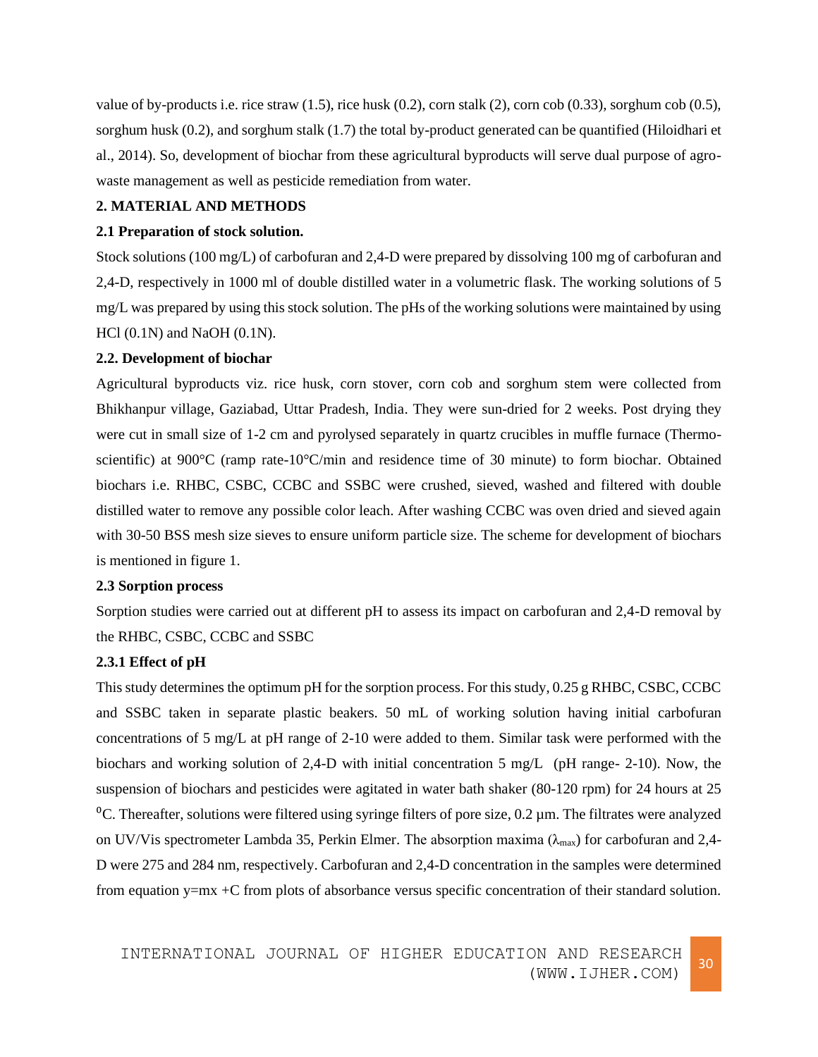value of by-products i.e. rice straw (1.5), rice husk (0.2), corn stalk (2), corn cob (0.33), sorghum cob (0.5), sorghum husk (0.2), and sorghum stalk (1.7) the total by-product generated can be quantified (Hiloidhari et al., 2014). So, development of biochar from these agricultural byproducts will serve dual purpose of agro-waste management as well as pesticide remediation from water.

## 2. MATERIAL AND METHODS

### 2.1 Preparation of stock solution.

Stock solutions (100 mg/L) of carbofuran and 2,4-D were prepared by dissolving 100 mg of carbofuran and 2,4-D, respectively in 1000 ml of double distilled water in a volumetric flask. The working solutions of 5 mg/L was prepared by using this stock solution. The pHs of the working solutions were maintained by using HCl (0.1N) and NaOH (0.1N).

### 2.2. Development of biochar

Agricultural byproducts viz. rice husk, corn stover, corn cob and sorghum stem were collected from Bhikhanpur village, Gaziabad, Uttar Pradesh, India. They were sun-dried for 2 weeks. Post drying they were cut in small size of 1-2 cm and pyrolysed separately in quartz crucibles in muffle furnace (Thermo-scientific) at 900°C (ramp rate-10°C/min and residence time of 30 minute) to form biochar. Obtained biochars i.e. RHBC, CSBC, CCBC and SSBC were crushed, sieved, washed and filtered with double distilled water to remove any possible color leach. After washing CCBC was oven dried and sieved again with 30-50 BSS mesh size sieves to ensure uniform particle size. The scheme for development of biochars is mentioned in figure 1.

### 2.3 Sorption process

Sorption studies were carried out at different pH to assess its impact on carbofuran and 2,4-D removal by the RHBC, CSBC, CCBC and SSBC

#### 2.3.1 Effect of pH

This study determines the optimum pH for the sorption process. For this study, 0.25 g RHBC, CSBC, CCBC and SSBC taken in separate plastic beakers. 50 mL of working solution having initial carbofuran concentrations of 5 mg/L at pH range of 2-10 were added to them. Similar task were performed with the biochars and working solution of 2,4-D with initial concentration 5 mg/L (pH range- 2-10). Now, the suspension of biochars and pesticides were agitated in water bath shaker (80-120 rpm) for 24 hours at 25 $^{0}$C. Thereafter, solutions were filtered using syringe filters of pore size, 0.2 µm. The filtrates were analyzed on UV/Vis spectrometer Lambda 35, Perkin Elmer. The absorption maxima ($\lambda_{max}$) for carbofuran and 2,4-D were 275 and 284 nm, respectively. Carbofuran and 2,4-D concentration in the samples were determined from equation $y=mx+C$ from plots of absorbance versus specific concentration of their standard solution.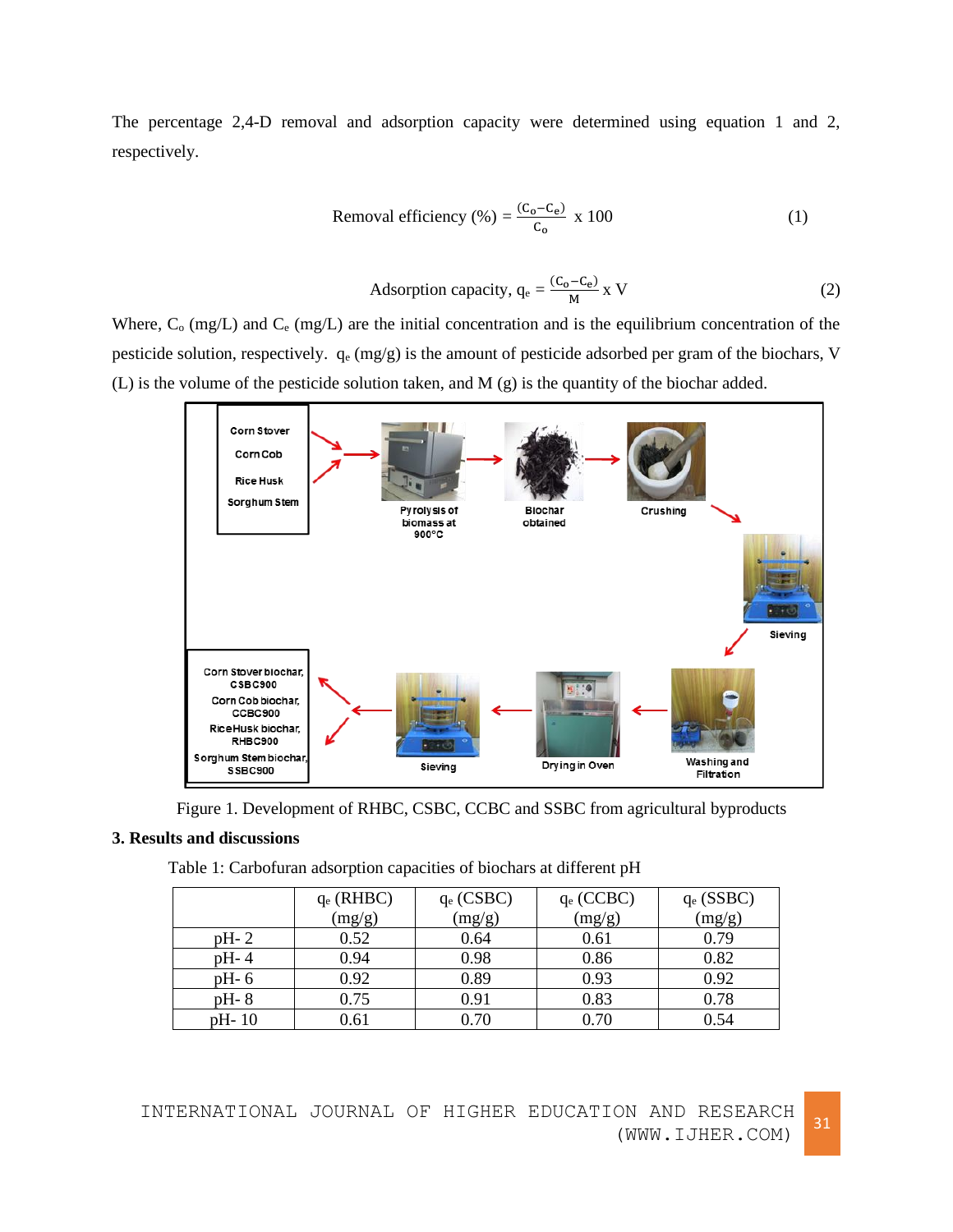The percentage 2,4-D removal and adsorption capacity were determined using equation 1 and 2, respectively.

$$\text{Removal efficiency (\%)} = \frac{(C_o - C_e)}{C_o} \times 100 \quad (1)$$

$$\text{Adsorption capacity, } q_e = \frac{(C_o - C_e)}{M} \times V \quad (2)$$

Where, $C_o$ (mg/L) and $C_e$ (mg/L) are the initial concentration and is the equilibrium concentration of the pesticide solution, respectively. $q_e$ (mg/g) is the amount of pesticide adsorbed per gram of the biochars, V (L) is the volume of the pesticide solution taken, and M (g) is the quantity of the biochar added.

Figure 1. Development of RHBC, CSBC, CCBC and SSBC from agricultural byproducts

## 3. Results and discussions

Table 1: Carbofuran adsorption capacities of biochars at different pH

| | $q_e$ (RHBC) (mg/g) | $q_e$ (CSBC) (mg/g) | $q_e$ (CCBC) (mg/g) | $q_e$ (SSBC) (mg/g) |
|---|---|---|---|---|
| pH- 2 | 0.52 | 0.64 | 0.61 | 0.79 |
| pH- 4 | 0.94 | 0.98 | 0.86 | 0.82 |
| pH- 6 | 0.92 | 0.89 | 0.93 | 0.92 |
| pH- 8 | 0.75 | 0.91 | 0.83 | 0.78 |
| pH- 10 | 0.61 | 0.70 | 0.70 | 0.54 |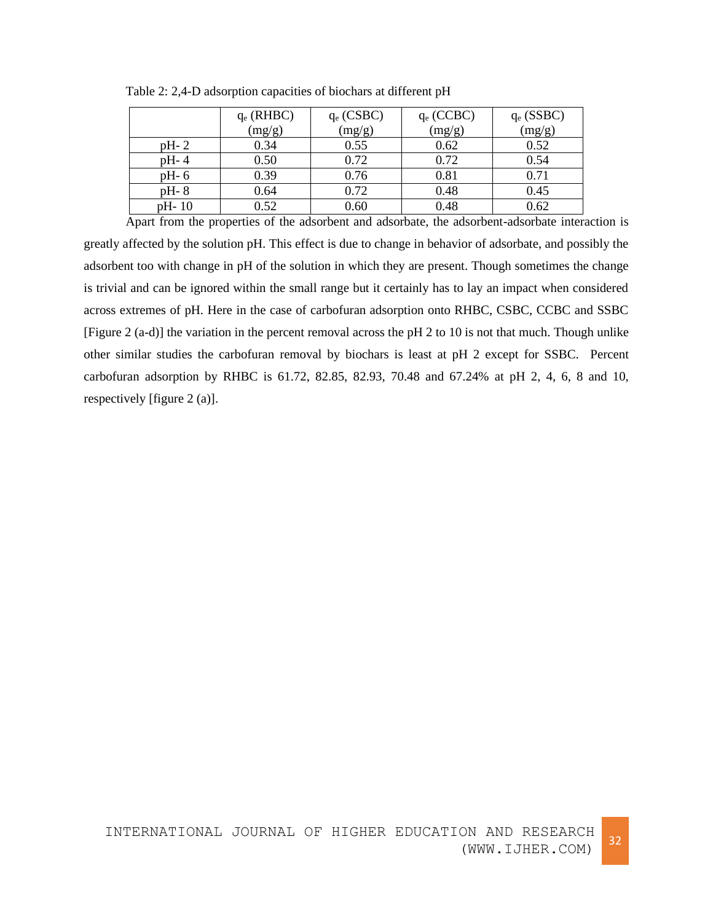Table 2: 2,4-D adsorption capacities of biochars at different pH

| | $q_e$ (RHBC) (mg/g) | $q_e$ (CSBC) (mg/g) | $q_e$ (CCBC) (mg/g) | $q_e$ (SSBC) (mg/g) |
|---|---|---|---|---|
| pH- 2 | 0.34 | 0.55 | 0.62 | 0.52 |
| pH- 4 | 0.50 | 0.72 | 0.72 | 0.54 |
| pH- 6 | 0.39 | 0.76 | 0.81 | 0.71 |
| pH- 8 | 0.64 | 0.72 | 0.48 | 0.45 |
| pH- 10 | 0.52 | 0.60 | 0.48 | 0.62 |

Apart from the properties of the adsorbent and adsorbate, the adsorbent-adsorbate interaction is greatly affected by the solution pH. This effect is due to change in behavior of adsorbate, and possibly the adsorbent too with change in pH of the solution in which they are present. Though sometimes the change is trivial and can be ignored within the small range but it certainly has to lay an impact when considered across extremes of pH. Here in the case of carbofuran adsorption onto RHBC, CSBC, CCBC and SSBC [Figure 2 (a-d)] the variation in the percent removal across the pH 2 to 10 is not that much. Though unlike other similar studies the carbofuran removal by biochars is least at pH 2 except for SSBC. Percent carbofuran adsorption by RHBC is 61.72, 82.85, 82.93, 70.48 and 67.24% at pH 2, 4, 6, 8 and 10, respectively [figure 2 (a)].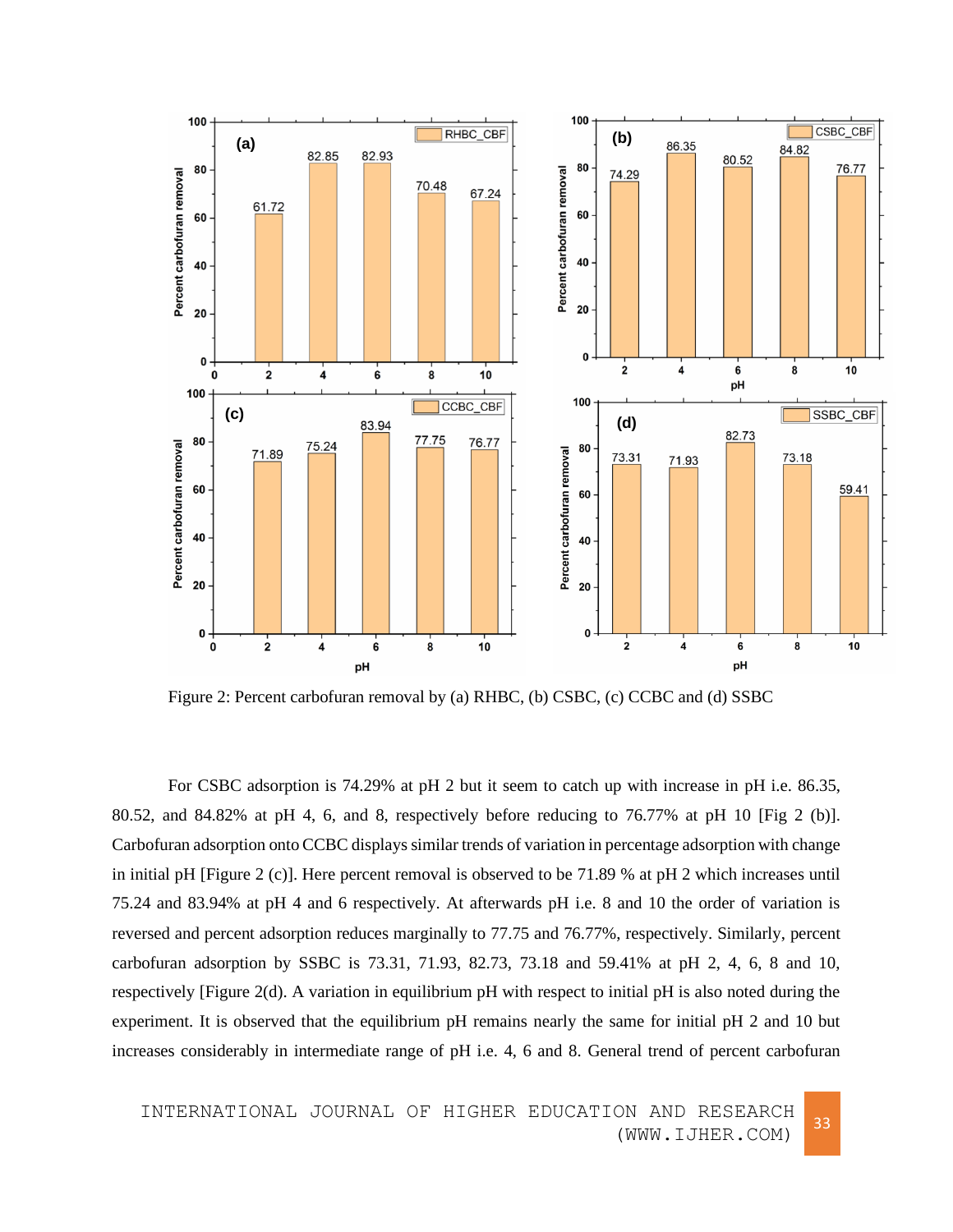Figure 2: Percent carbofuran removal by (a) RHBC, (b) CSBC, (c) CCBC and (d) SSBC

For CSBC adsorption is 74.29% at pH 2 but it seem to catch up with increase in pH i.e. 86.35, 80.52, and 84.82% at pH 4, 6, and 8, respectively before reducing to 76.77% at pH 10 [Fig 2 (b)]. Carbofuran adsorption onto CCBC displays similar trends of variation in percentage adsorption with change in initial pH [Figure 2 (c)]. Here percent removal is observed to be 71.89 % at pH 2 which increases until 75.24 and 83.94% at pH 4 and 6 respectively. At afterwards pH i.e. 8 and 10 the order of variation is reversed and percent adsorption reduces marginally to 77.75 and 76.77%, respectively. Similarly, percent carbofuran adsorption by SSBC is 73.31, 71.93, 82.73, 73.18 and 59.41% at pH 2, 4, 6, 8 and 10, respectively [Figure 2(d). A variation in equilibrium pH with respect to initial pH is also noted during the experiment. It is observed that the equilibrium pH remains nearly the same for initial pH 2 and 10 but increases considerably in intermediate range of pH i.e. 4, 6 and 8. General trend of percent carbofuran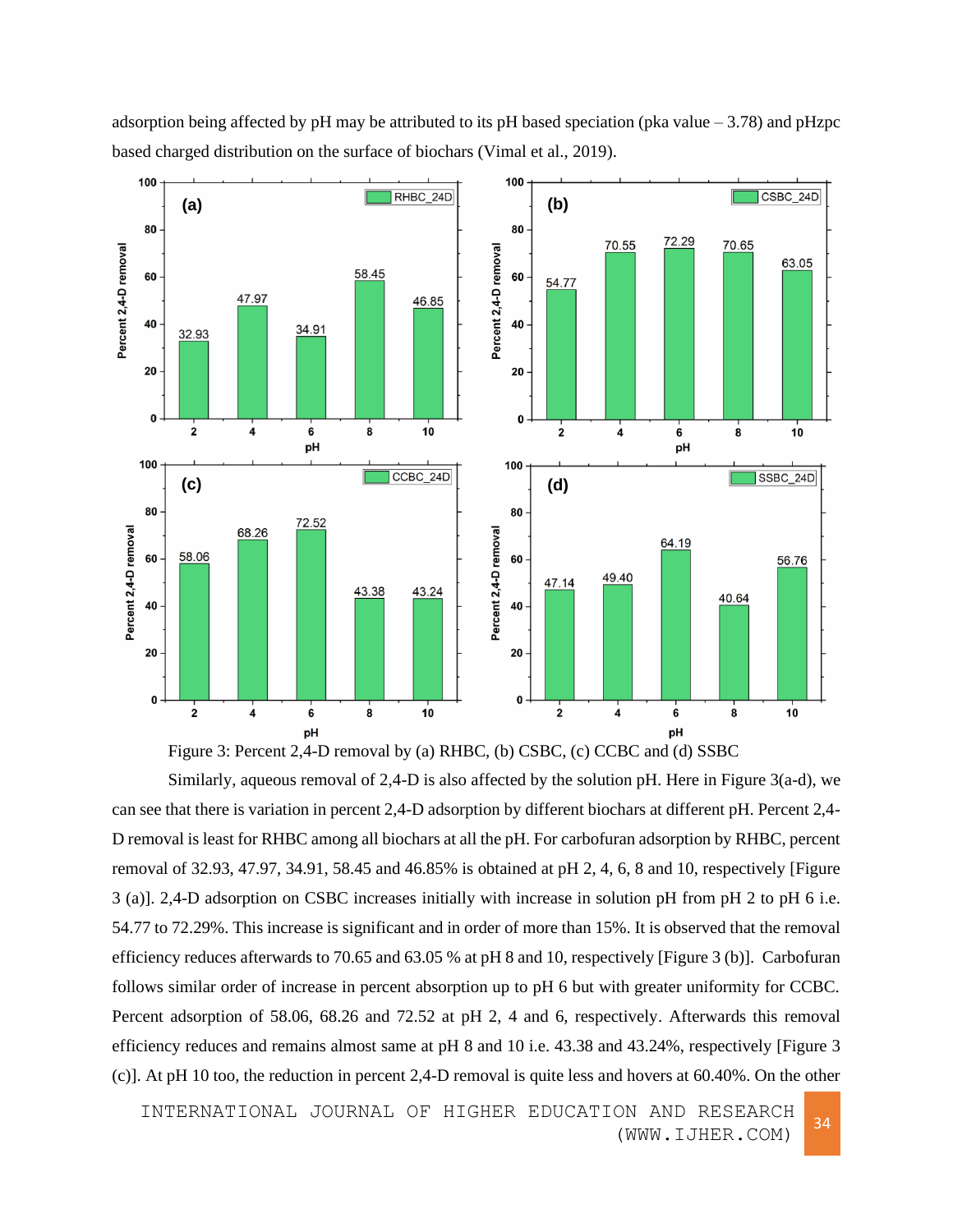adsorption being affected by pH may be attributed to its pH based speciation (pka value – 3.78) and pHzpc based charged distribution on the surface of biochars (Vimal et al., 2019).

Figure 3: Percent 2,4-D removal by (a) RHBC, (b) CSBC, (c) CCBC and (d) SSBC

Similarly, aqueous removal of 2,4-D is also affected by the solution pH. Here in Figure 3(a-d), we can see that there is variation in percent 2,4-D adsorption by different biochars at different pH. Percent 2,4-D removal is least for RHBC among all biochars at all the pH. For carbofuran adsorption by RHBC, percent removal of 32.93, 47.97, 34.91, 58.45 and 46.85% is obtained at pH 2, 4, 6, 8 and 10, respectively [Figure 3 (a)]. 2,4-D adsorption on CSBC increases initially with increase in solution pH from pH 2 to pH 6 i.e. 54.77 to 72.29%. This increase is significant and in order of more than 15%. It is observed that the removal efficiency reduces afterwards to 70.65 and 63.05 % at pH 8 and 10, respectively [Figure 3 (b)]. Carbofuran follows similar order of increase in percent absorption up to pH 6 but with greater uniformity for CCBC. Percent adsorption of 58.06, 68.26 and 72.52 at pH 2, 4 and 6, respectively. Afterwards this removal efficiency reduces and remains almost same at pH 8 and 10 i.e. 43.38 and 43.24%, respectively [Figure 3 (c)]. At pH 10 too, the reduction in percent 2,4-D removal is quite less and hovers at 60.40%. On the other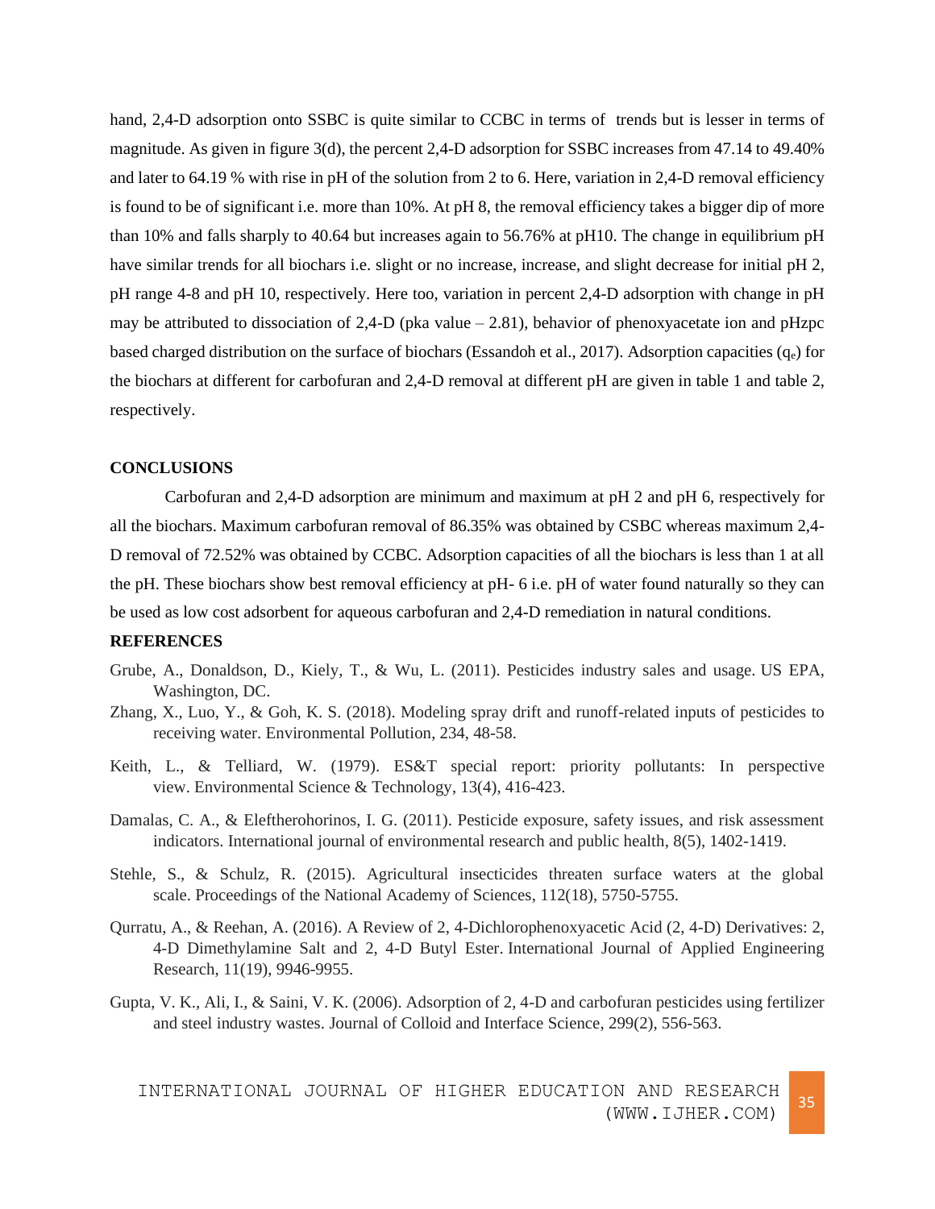hand, 2,4-D adsorption onto SSBC is quite similar to CCBC in terms of trends but is lesser in terms of magnitude. As given in figure 3(d), the percent 2,4-D adsorption for SSBC increases from 47.14 to 49.40% and later to 64.19 % with rise in pH of the solution from 2 to 6. Here, variation in 2,4-D removal efficiency is found to be of significant i.e. more than 10%. At pH 8, the removal efficiency takes a bigger dip of more than 10% and falls sharply to 40.64 but increases again to 56.76% at pH10. The change in equilibrium pH have similar trends for all biochars i.e. slight or no increase, increase, and slight decrease for initial pH 2, pH range 4-8 and pH 10, respectively. Here too, variation in percent 2,4-D adsorption with change in pH may be attributed to dissociation of 2,4-D (pka value – 2.81), behavior of phenoxyacetate ion and pHzpc based charged distribution on the surface of biochars (Essandoh et al., 2017). Adsorption capacities ($q_e$) for the biochars at different for carbofuran and 2,4-D removal at different pH are given in table 1 and table 2, respectively.

## CONCLUSIONS

Carbofuran and 2,4-D adsorption are minimum and maximum at pH 2 and pH 6, respectively for all the biochars. Maximum carbofuran removal of 86.35% was obtained by CSBC whereas maximum 2,4-D removal of 72.52% was obtained by CCBC. Adsorption capacities of all the biochars is less than 1 at all the pH. These biochars show best removal efficiency at pH- 6 i.e. pH of water found naturally so they can be used as low cost adsorbent for aqueous carbofuran and 2,4-D remediation in natural conditions.

## REFERENCES

Grube, A., Donaldson, D., Kiely, T., & Wu, L. (2011). Pesticides industry sales and usage. US EPA, Washington, DC.

Zhang, X., Luo, Y., & Goh, K. S. (2018). Modeling spray drift and runoff-related inputs of pesticides to receiving water. Environmental Pollution, 234, 48-58.

Keith, L., & Telliard, W. (1979). ES&T special report: priority pollutants: In perspective view. Environmental Science & Technology, 13(4), 416-423.

Damalas, C. A., & Eleftherohorinos, I. G. (2011). Pesticide exposure, safety issues, and risk assessment indicators. International journal of environmental research and public health, 8(5), 1402-1419.

Stehle, S., & Schulz, R. (2015). Agricultural insecticides threaten surface waters at the global scale. Proceedings of the National Academy of Sciences, 112(18), 5750-5755.

Qurratu, A., & Reehan, A. (2016). A Review of 2, 4-Dichlorophenoxyacetic Acid (2, 4-D) Derivatives: 2, 4-D Dimethylamine Salt and 2, 4-D Butyl Ester. International Journal of Applied Engineering Research, 11(19), 9946-9955.

Gupta, V. K., Ali, I., & Saini, V. K. (2006). Adsorption of 2, 4-D and carbofuran pesticides using fertilizer and steel industry wastes. Journal of Colloid and Interface Science, 299(2), 556-563.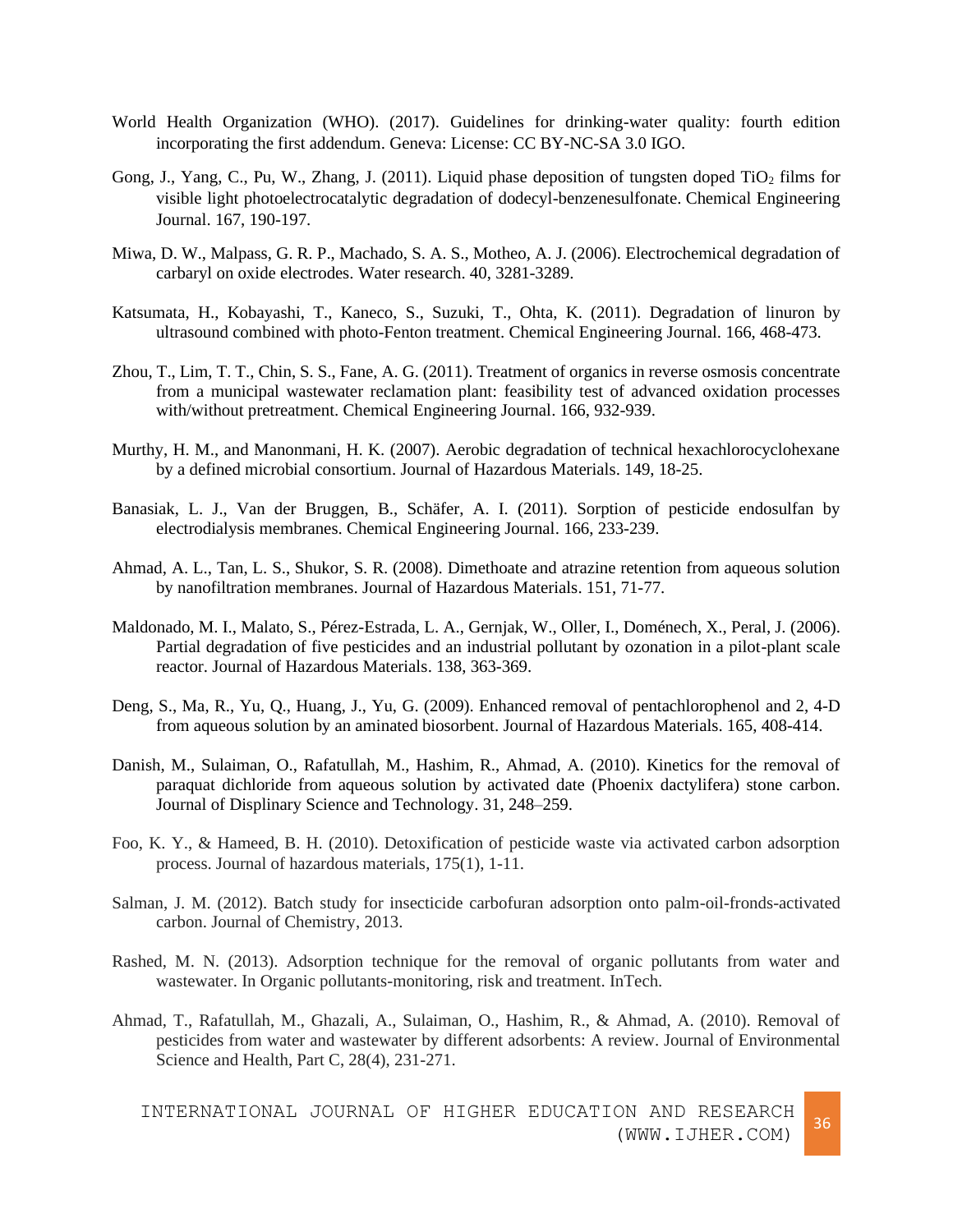World Health Organization (WHO). (2017). Guidelines for drinking-water quality: fourth edition incorporating the first addendum. Geneva: License: CC BY-NC-SA 3.0 IGO.

Gong, J., Yang, C., Pu, W., Zhang, J. (2011). Liquid phase deposition of tungsten doped $TiO_2$ films for visible light photoelectrocatalytic degradation of dodecyl-benzenesulfonate. Chemical Engineering Journal. 167, 190-197.

Miwa, D. W., Malpass, G. R. P., Machado, S. A. S., Motheo, A. J. (2006). Electrochemical degradation of carbaryl on oxide electrodes. Water research. 40, 3281-3289.

Katsumata, H., Kobayashi, T., Kaneco, S., Suzuki, T., Ohta, K. (2011). Degradation of linuron by ultrasound combined with photo-Fenton treatment. Chemical Engineering Journal. 166, 468-473.

Zhou, T., Lim, T. T., Chin, S. S., Fane, A. G. (2011). Treatment of organics in reverse osmosis concentrate from a municipal wastewater reclamation plant: feasibility test of advanced oxidation processes with/without pretreatment. Chemical Engineering Journal. 166, 932-939.

Murthy, H. M., and Manonmani, H. K. (2007). Aerobic degradation of technical hexachlorocyclohexane by a defined microbial consortium. Journal of Hazardous Materials. 149, 18-25.

Banasiak, L. J., Van der Bruggen, B., Schäfer, A. I. (2011). Sorption of pesticide endosulfan by electrodialysis membranes. Chemical Engineering Journal. 166, 233-239.

Ahmad, A. L., Tan, L. S., Shukor, S. R. (2008). Dimethoate and atrazine retention from aqueous solution by nanofiltration membranes. Journal of Hazardous Materials. 151, 71-77.

Maldonado, M. I., Malato, S., Pérez-Estrada, L. A., Gernjak, W., Oller, I., Doménech, X., Peral, J. (2006). Partial degradation of five pesticides and an industrial pollutant by ozonation in a pilot-plant scale reactor. Journal of Hazardous Materials. 138, 363-369.

Deng, S., Ma, R., Yu, Q., Huang, J., Yu, G. (2009). Enhanced removal of pentachlorophenol and 2, 4-D from aqueous solution by an aminated biosorbent. Journal of Hazardous Materials. 165, 408-414.

Danish, M., Sulaiman, O., Rafatullah, M., Hashim, R., Ahmad, A. (2010). Kinetics for the removal of paraquat dichloride from aqueous solution by activated date (Phoenix dactylifera) stone carbon. Journal of Displinary Science and Technology. 31, 248–259.

Foo, K. Y., & Hameed, B. H. (2010). Detoxification of pesticide waste via activated carbon adsorption process. Journal of hazardous materials, 175(1), 1-11.

Salman, J. M. (2012). Batch study for insecticide carbofuran adsorption onto palm-oil-fronds-activated carbon. Journal of Chemistry, 2013.

Rashed, M. N. (2013). Adsorption technique for the removal of organic pollutants from water and wastewater. In Organic pollutants-monitoring, risk and treatment. InTech.

Ahmad, T., Rafatullah, M., Ghazali, A., Sulaiman, O., Hashim, R., & Ahmad, A. (2010). Removal of pesticides from water and wastewater by different adsorbents: A review. Journal of Environmental Science and Health, Part C, 28(4), 231-271.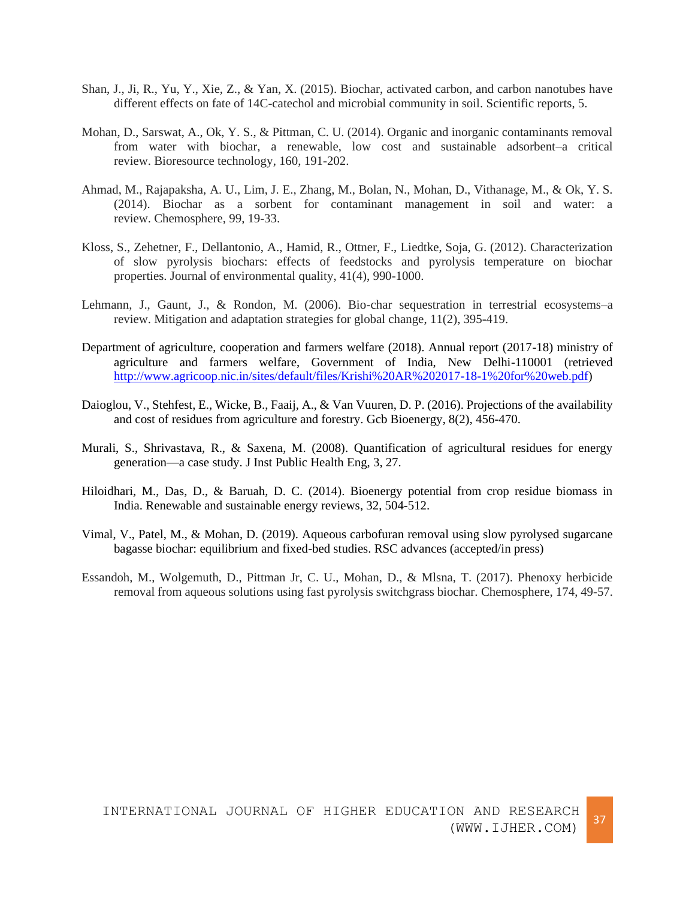Shan, J., Ji, R., Yu, Y., Xie, Z., & Yan, X. (2015). Biochar, activated carbon, and carbon nanotubes have different effects on fate of 14C-catechol and microbial community in soil. Scientific reports, 5.

Mohan, D., Sarswat, A., Ok, Y. S., & Pittman, C. U. (2014). Organic and inorganic contaminants removal from water with biochar, a renewable, low cost and sustainable adsorbent–a critical review. Bioresource technology, 160, 191-202.

Ahmad, M., Rajapaksha, A. U., Lim, J. E., Zhang, M., Bolan, N., Mohan, D., Vithanage, M., & Ok, Y. S. (2014). Biochar as a sorbent for contaminant management in soil and water: a review. Chemosphere, 99, 19-33.

Kloss, S., Zehetner, F., Dellantonio, A., Hamid, R., Ottner, F., Liedtke, Soja, G. (2012). Characterization of slow pyrolysis biochars: effects of feedstocks and pyrolysis temperature on biochar properties. Journal of environmental quality, 41(4), 990-1000.

Lehmann, J., Gaunt, J., & Rondon, M. (2006). Bio-char sequestration in terrestrial ecosystems–a review. Mitigation and adaptation strategies for global change, 11(2), 395-419.

Department of agriculture, cooperation and farmers welfare (2018). Annual report (2017-18) ministry of agriculture and farmers welfare, Government of India, New Delhi-110001 (retrieved http://www.agricoop.nic.in/sites/default/files/Krishi%20AR%202017-18-1%20for%20web.pdf)

Daioglou, V., Stehfest, E., Wicke, B., Faaij, A., & Van Vuuren, D. P. (2016). Projections of the availability and cost of residues from agriculture and forestry. Gcb Bioenergy, 8(2), 456-470.

Murali, S., Shrivastava, R., & Saxena, M. (2008). Quantification of agricultural residues for energy generation—a case study. J Inst Public Health Eng, 3, 27.

Hiloidhari, M., Das, D., & Baruah, D. C. (2014). Bioenergy potential from crop residue biomass in India. Renewable and sustainable energy reviews, 32, 504-512.

Vimal, V., Patel, M., & Mohan, D. (2019). Aqueous carbofuran removal using slow pyrolysed sugarcane bagasse biochar: equilibrium and fixed-bed studies. RSC advances (accepted/in press)

Essandoh, M., Wolgemuth, D., Pittman Jr, C. U., Mohan, D., & Mlsna, T. (2017). Phenoxy herbicide removal from aqueous solutions using fast pyrolysis switchgrass biochar. Chemosphere, 174, 49-57.